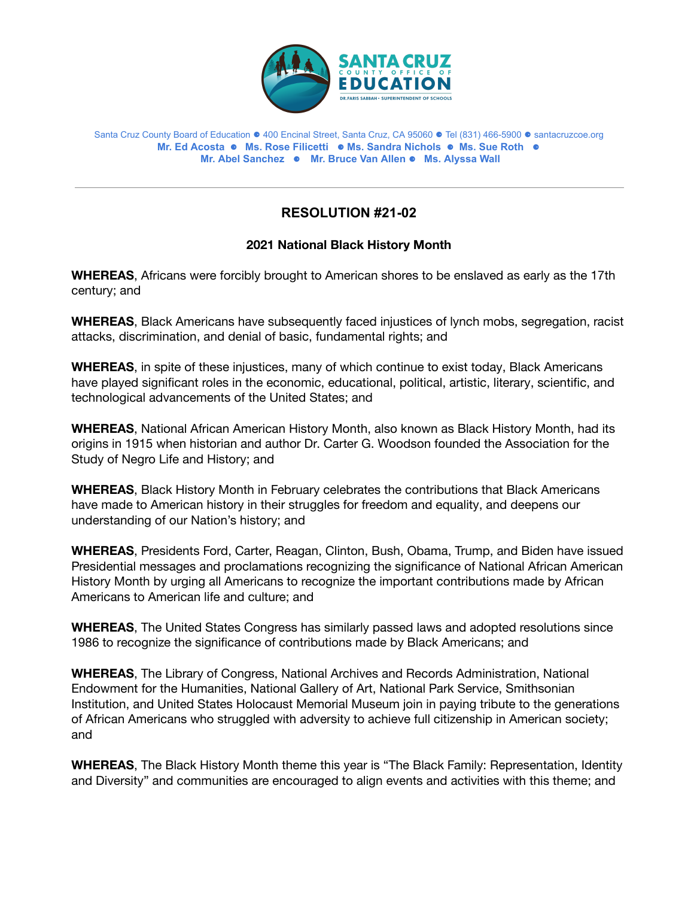Santa Cruz County Board of Education • 400 Encinal Street, Santa Cruz, CA 95060 • Tel (831) 466-5900 • santacruzcoe.org
**Mr. Ed Acosta • Ms. Rose Filicetti • Ms. Sandra Nichols • Ms. Sue Roth • Mr. Abel Sanchez • Mr. Bruce Van Allen • Ms. Alyssa Wall**

---

## RESOLUTION #21-02

### 2021 National Black History Month

**WHEREAS**, Africans were forcibly brought to American shores to be enslaved as early as the 17th century; and

**WHEREAS**, Black Americans have subsequently faced injustices of lynch mobs, segregation, racist attacks, discrimination, and denial of basic, fundamental rights; and

**WHEREAS**, in spite of these injustices, many of which continue to exist today, Black Americans have played significant roles in the economic, educational, political, artistic, literary, scientific, and technological advancements of the United States; and

**WHEREAS**, National African American History Month, also known as Black History Month, had its origins in 1915 when historian and author Dr. Carter G. Woodson founded the Association for the Study of Negro Life and History; and

**WHEREAS**, Black History Month in February celebrates the contributions that Black Americans have made to American history in their struggles for freedom and equality, and deepens our understanding of our Nation's history; and

**WHEREAS**, Presidents Ford, Carter, Reagan, Clinton, Bush, Obama, Trump, and Biden have issued Presidential messages and proclamations recognizing the significance of National African American History Month by urging all Americans to recognize the important contributions made by African Americans to American life and culture; and

**WHEREAS**, The United States Congress has similarly passed laws and adopted resolutions since 1986 to recognize the significance of contributions made by Black Americans; and

**WHEREAS**, The Library of Congress, National Archives and Records Administration, National Endowment for the Humanities, National Gallery of Art, National Park Service, Smithsonian Institution, and United States Holocaust Memorial Museum join in paying tribute to the generations of African Americans who struggled with adversity to achieve full citizenship in American society; and

**WHEREAS**, The Black History Month theme this year is "The Black Family: Representation, Identity and Diversity" and communities are encouraged to align events and activities with this theme; and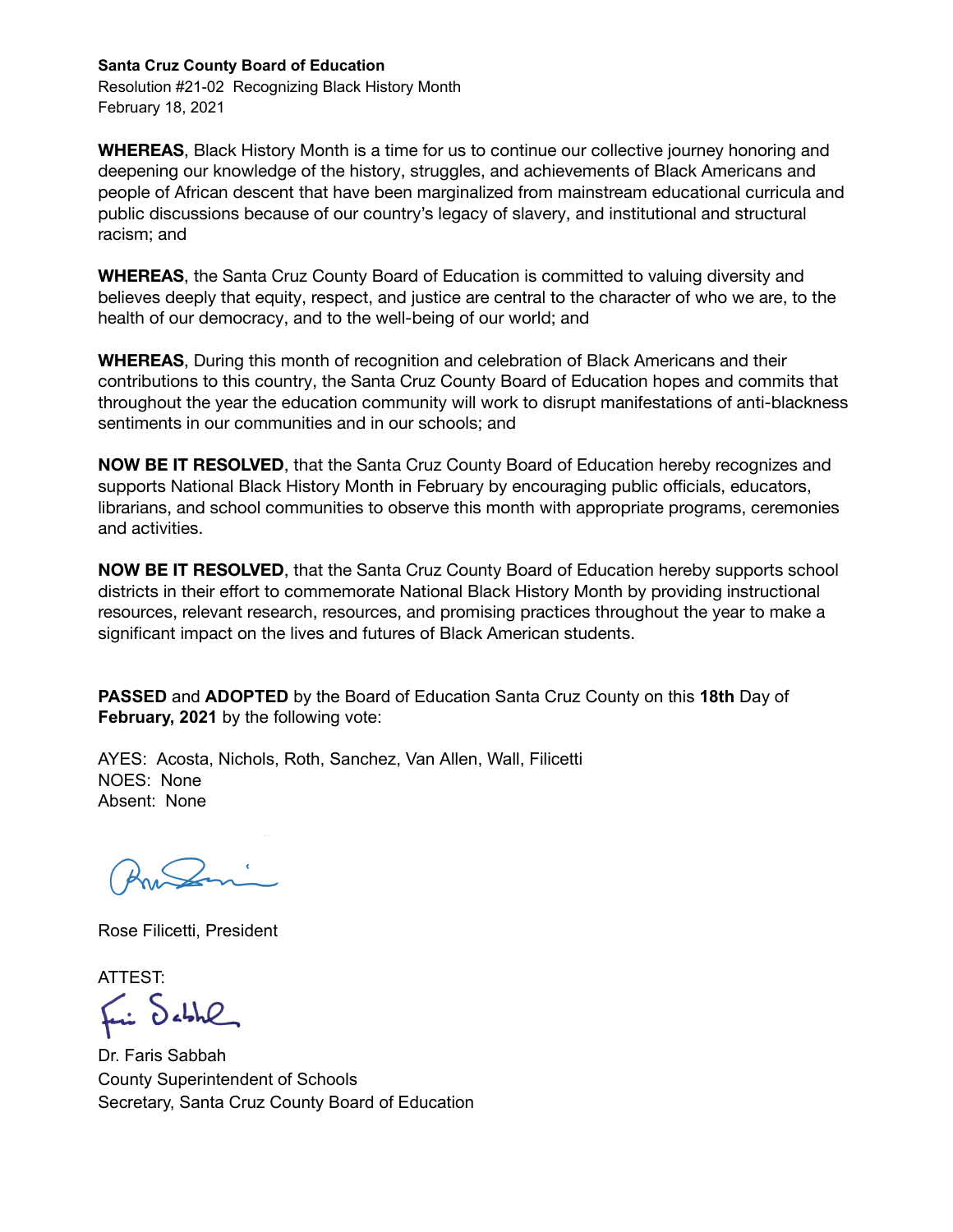**Santa Cruz County Board of Education**
Resolution #21-02 Recognizing Black History Month
February 18, 2021

**WHEREAS**, Black History Month is a time for us to continue our collective journey honoring and deepening our knowledge of the history, struggles, and achievements of Black Americans and people of African descent that have been marginalized from mainstream educational curricula and public discussions because of our country's legacy of slavery, and institutional and structural racism; and

**WHEREAS**, the Santa Cruz County Board of Education is committed to valuing diversity and believes deeply that equity, respect, and justice are central to the character of who we are, to the health of our democracy, and to the well-being of our world; and

**WHEREAS**, During this month of recognition and celebration of Black Americans and their contributions to this country, the Santa Cruz County Board of Education hopes and commits that throughout the year the education community will work to disrupt manifestations of anti-blackness sentiments in our communities and in our schools; and

**NOW BE IT RESOLVED**, that the Santa Cruz County Board of Education hereby recognizes and supports National Black History Month in February by encouraging public officials, educators, librarians, and school communities to observe this month with appropriate programs, ceremonies and activities.

**NOW BE IT RESOLVED**, that the Santa Cruz County Board of Education hereby supports school districts in their effort to commemorate National Black History Month by providing instructional resources, relevant research, resources, and promising practices throughout the year to make a significant impact on the lives and futures of Black American students.

**PASSED** and **ADOPTED** by the Board of Education Santa Cruz County on this **18th** Day of **February, 2021** by the following vote:

AYES: Acosta, Nichols, Roth, Sanchez, Van Allen, Wall, Filicetti
NOES: None
Absent: None

Rose Filicetti, President

ATTEST:

Dr. Faris Sabbah
County Superintendent of Schools
Secretary, Santa Cruz County Board of Education